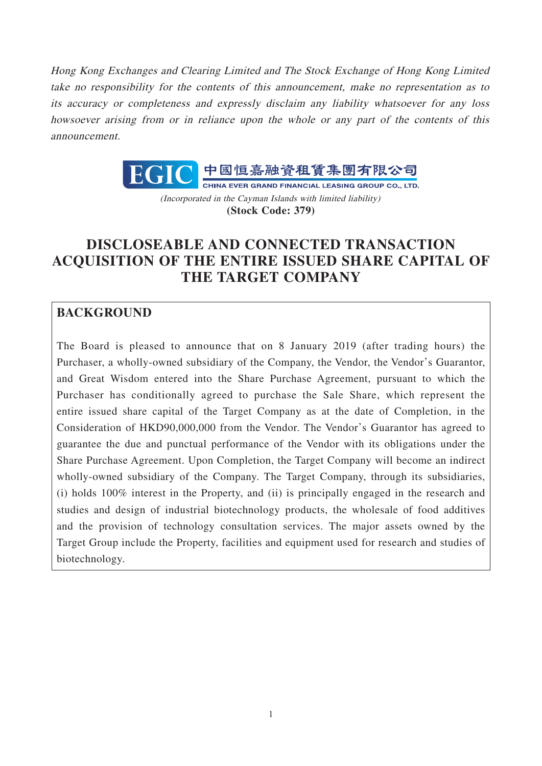*Hong Kong Exchanges and Clearing Limited and The Stock Exchange of Hong Kong Limited take no responsibility for the contents of this announcement, make no representation as to its accuracy or completeness and expressly disclaim any liability whatsoever for any loss howsoever arising from or in reliance upon the whole or any part of the contents of this announcement.*

**EGIC 中國恒嘉融資租賃集團有限公司**
**CHINA EVER GRAND FINANCIAL LEASING GROUP CO., LTD.**

*(Incorporated in the Cayman Islands with limited liability)*
**(Stock Code: 379)**

# DISCLOSEABLE AND CONNECTED TRANSACTION ACQUISITION OF THE ENTIRE ISSUED SHARE CAPITAL OF THE TARGET COMPANY

## BACKGROUND

The Board is pleased to announce that on 8 January 2019 (after trading hours) the Purchaser, a wholly-owned subsidiary of the Company, the Vendor, the Vendor's Guarantor, and Great Wisdom entered into the Share Purchase Agreement, pursuant to which the Purchaser has conditionally agreed to purchase the Sale Share, which represent the entire issued share capital of the Target Company as at the date of Completion, in the Consideration of HKD90,000,000 from the Vendor. The Vendor's Guarantor has agreed to guarantee the due and punctual performance of the Vendor with its obligations under the Share Purchase Agreement. Upon Completion, the Target Company will become an indirect wholly-owned subsidiary of the Company. The Target Company, through its subsidiaries, (i) holds 100% interest in the Property, and (ii) is principally engaged in the research and studies and design of industrial biotechnology products, the wholesale of food additives and the provision of technology consultation services. The major assets owned by the Target Group include the Property, facilities and equipment used for research and studies of biotechnology.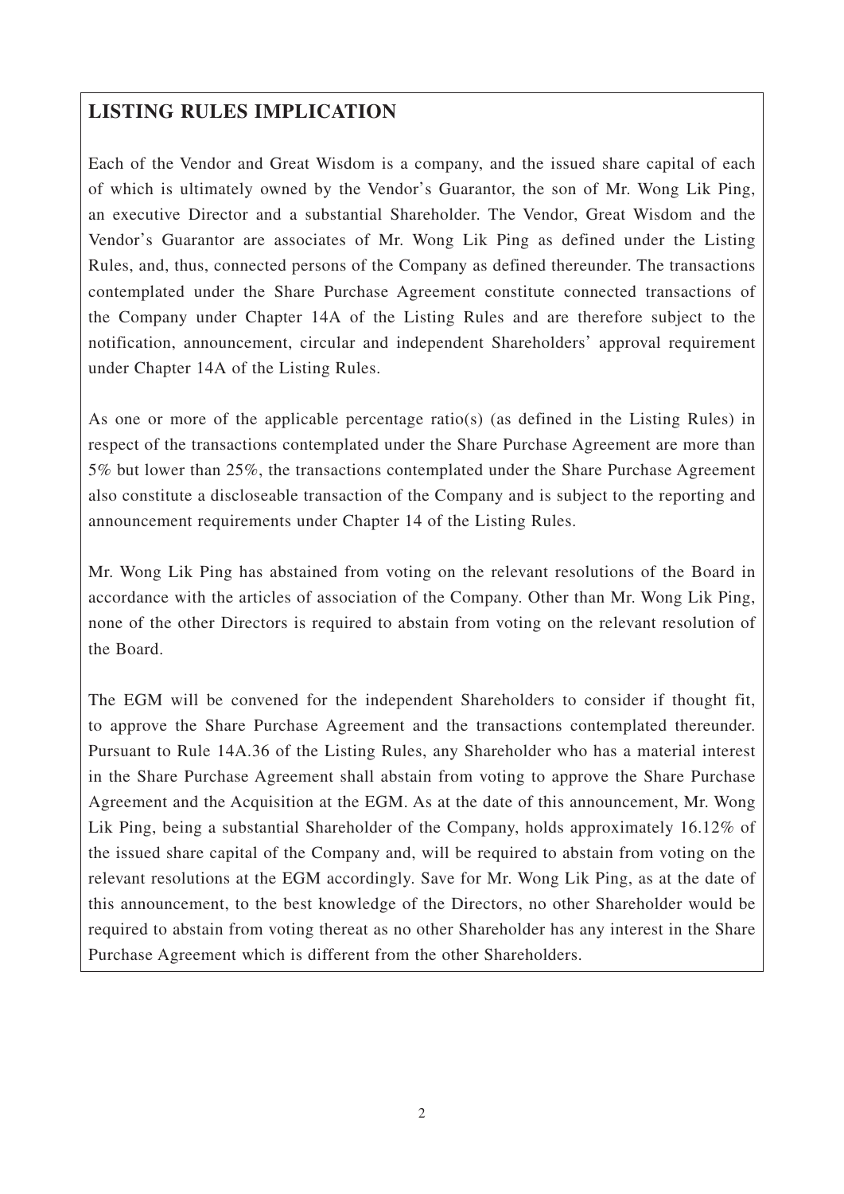## LISTING RULES IMPLICATION

Each of the Vendor and Great Wisdom is a company, and the issued share capital of each of which is ultimately owned by the Vendor's Guarantor, the son of Mr. Wong Lik Ping, an executive Director and a substantial Shareholder. The Vendor, Great Wisdom and the Vendor's Guarantor are associates of Mr. Wong Lik Ping as defined under the Listing Rules, and, thus, connected persons of the Company as defined thereunder. The transactions contemplated under the Share Purchase Agreement constitute connected transactions of the Company under Chapter 14A of the Listing Rules and are therefore subject to the notification, announcement, circular and independent Shareholders' approval requirement under Chapter 14A of the Listing Rules.

As one or more of the applicable percentage ratio(s) (as defined in the Listing Rules) in respect of the transactions contemplated under the Share Purchase Agreement are more than 5% but lower than 25%, the transactions contemplated under the Share Purchase Agreement also constitute a discloseable transaction of the Company and is subject to the reporting and announcement requirements under Chapter 14 of the Listing Rules.

Mr. Wong Lik Ping has abstained from voting on the relevant resolutions of the Board in accordance with the articles of association of the Company. Other than Mr. Wong Lik Ping, none of the other Directors is required to abstain from voting on the relevant resolution of the Board.

The EGM will be convened for the independent Shareholders to consider if thought fit, to approve the Share Purchase Agreement and the transactions contemplated thereunder. Pursuant to Rule 14A.36 of the Listing Rules, any Shareholder who has a material interest in the Share Purchase Agreement shall abstain from voting to approve the Share Purchase Agreement and the Acquisition at the EGM. As at the date of this announcement, Mr. Wong Lik Ping, being a substantial Shareholder of the Company, holds approximately 16.12% of the issued share capital of the Company and, will be required to abstain from voting on the relevant resolutions at the EGM accordingly. Save for Mr. Wong Lik Ping, as at the date of this announcement, to the best knowledge of the Directors, no other Shareholder would be required to abstain from voting thereat as no other Shareholder has any interest in the Share Purchase Agreement which is different from the other Shareholders.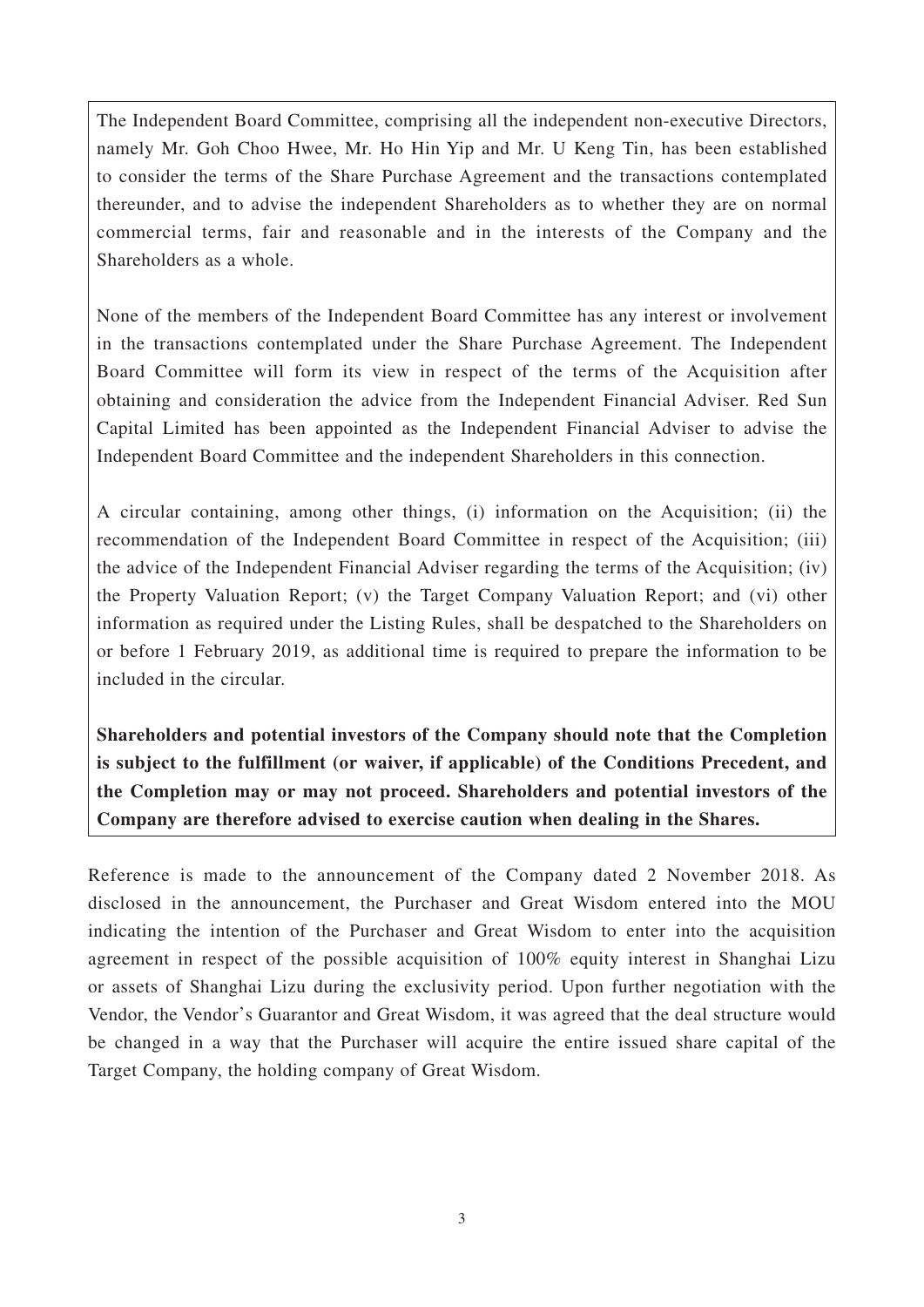The Independent Board Committee, comprising all the independent non-executive Directors, namely Mr. Goh Choo Hwee, Mr. Ho Hin Yip and Mr. U Keng Tin, has been established to consider the terms of the Share Purchase Agreement and the transactions contemplated thereunder, and to advise the independent Shareholders as to whether they are on normal commercial terms, fair and reasonable and in the interests of the Company and the Shareholders as a whole.

None of the members of the Independent Board Committee has any interest or involvement in the transactions contemplated under the Share Purchase Agreement. The Independent Board Committee will form its view in respect of the terms of the Acquisition after obtaining and consideration the advice from the Independent Financial Adviser. Red Sun Capital Limited has been appointed as the Independent Financial Adviser to advise the Independent Board Committee and the independent Shareholders in this connection.

A circular containing, among other things, (i) information on the Acquisition; (ii) the recommendation of the Independent Board Committee in respect of the Acquisition; (iii) the advice of the Independent Financial Adviser regarding the terms of the Acquisition; (iv) the Property Valuation Report; (v) the Target Company Valuation Report; and (vi) other information as required under the Listing Rules, shall be despatched to the Shareholders on or before 1 February 2019, as additional time is required to prepare the information to be included in the circular.

**Shareholders and potential investors of the Company should note that the Completion is subject to the fulfillment (or waiver, if applicable) of the Conditions Precedent, and the Completion may or may not proceed. Shareholders and potential investors of the Company are therefore advised to exercise caution when dealing in the Shares.**

Reference is made to the announcement of the Company dated 2 November 2018. As disclosed in the announcement, the Purchaser and Great Wisdom entered into the MOU indicating the intention of the Purchaser and Great Wisdom to enter into the acquisition agreement in respect of the possible acquisition of 100% equity interest in Shanghai Lizu or assets of Shanghai Lizu during the exclusivity period. Upon further negotiation with the Vendor, the Vendor's Guarantor and Great Wisdom, it was agreed that the deal structure would be changed in a way that the Purchaser will acquire the entire issued share capital of the Target Company, the holding company of Great Wisdom.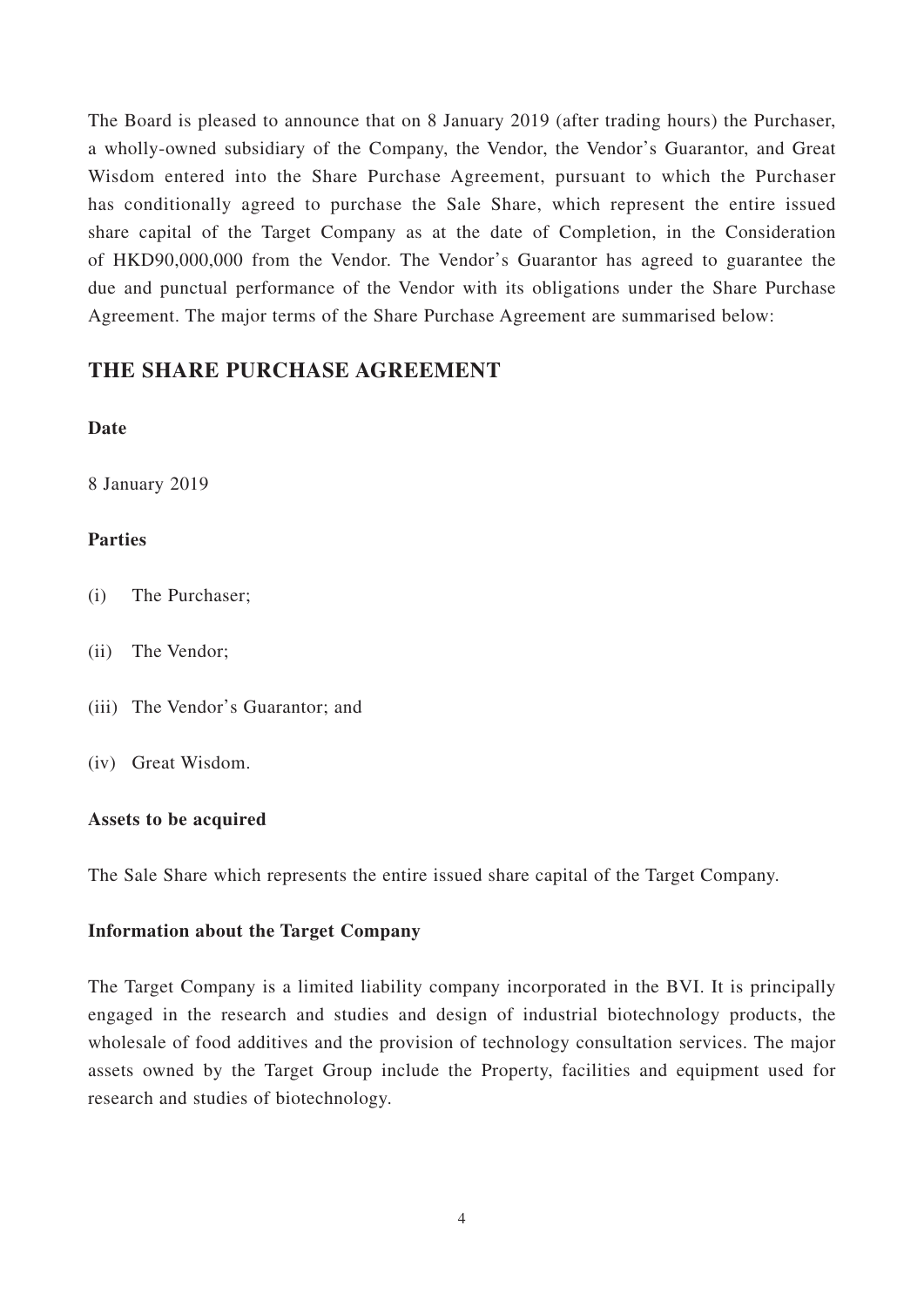The Board is pleased to announce that on 8 January 2019 (after trading hours) the Purchaser, a wholly-owned subsidiary of the Company, the Vendor, the Vendor's Guarantor, and Great Wisdom entered into the Share Purchase Agreement, pursuant to which the Purchaser has conditionally agreed to purchase the Sale Share, which represent the entire issued share capital of the Target Company as at the date of Completion, in the Consideration of HKD90,000,000 from the Vendor. The Vendor's Guarantor has agreed to guarantee the due and punctual performance of the Vendor with its obligations under the Share Purchase Agreement. The major terms of the Share Purchase Agreement are summarised below:

## THE SHARE PURCHASE AGREEMENT

**Date**

8 January 2019

**Parties**

(i) The Purchaser;

(ii) The Vendor;

(iii) The Vendor's Guarantor; and

(iv) Great Wisdom.

**Assets to be acquired**

The Sale Share which represents the entire issued share capital of the Target Company.

**Information about the Target Company**

The Target Company is a limited liability company incorporated in the BVI. It is principally engaged in the research and studies and design of industrial biotechnology products, the wholesale of food additives and the provision of technology consultation services. The major assets owned by the Target Group include the Property, facilities and equipment used for research and studies of biotechnology.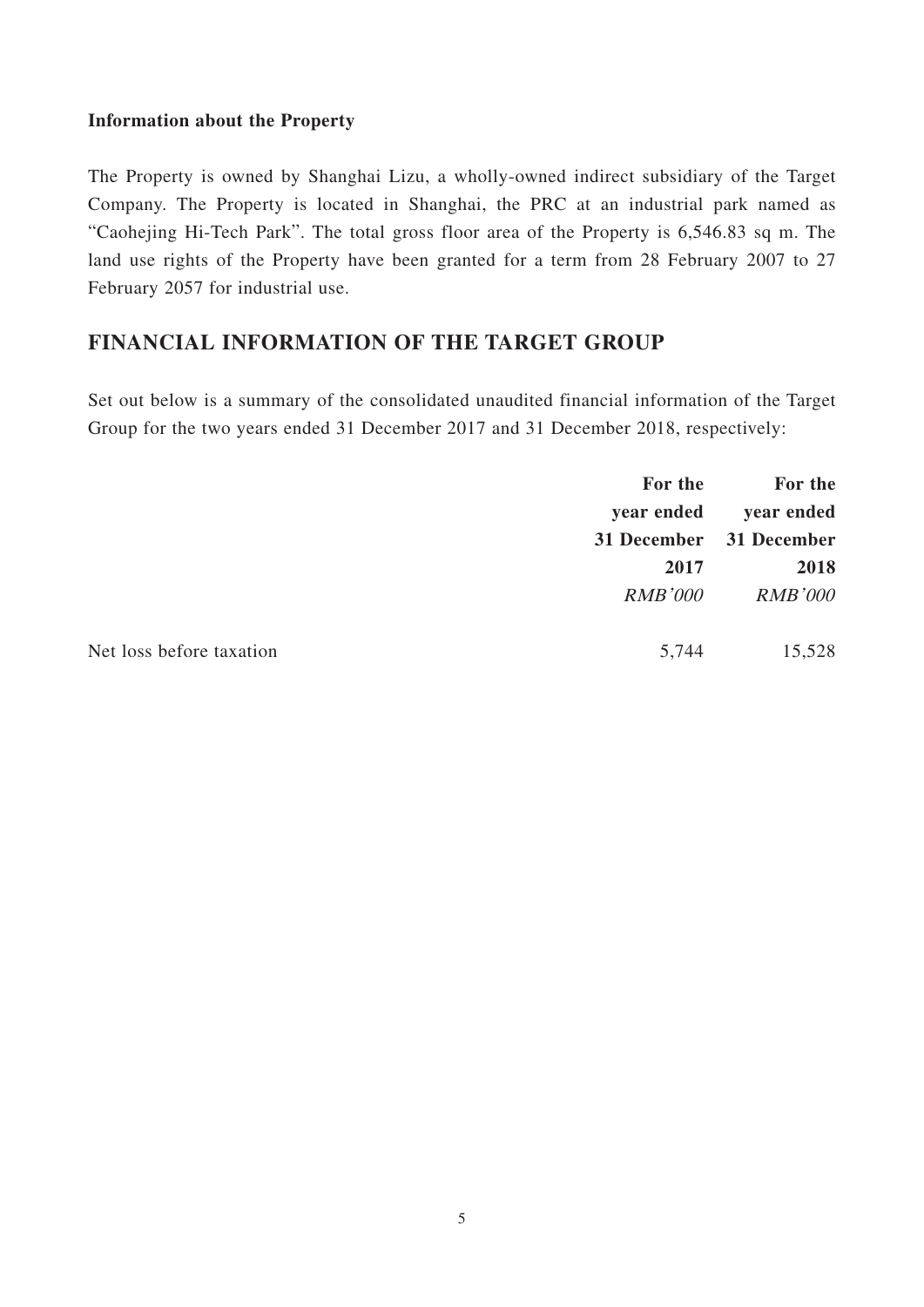**Information about the Property**

The Property is owned by Shanghai Lizu, a wholly-owned indirect subsidiary of the Target Company. The Property is located in Shanghai, the PRC at an industrial park named as "Caohejing Hi-Tech Park". The total gross floor area of the Property is 6,546.83 sq m. The land use rights of the Property have been granted for a term from 28 February 2007 to 27 February 2057 for industrial use.

## FINANCIAL INFORMATION OF THE TARGET GROUP

Set out below is a summary of the consolidated unaudited financial information of the Target Group for the two years ended 31 December 2017 and 31 December 2018, respectively:

| | **For the year ended 31 December 2017** | **For the year ended 31 December 2018** |
|---|---|---|
| | *RMB'000* | *RMB'000* |
| Net loss before taxation | 5,744 | 15,528 |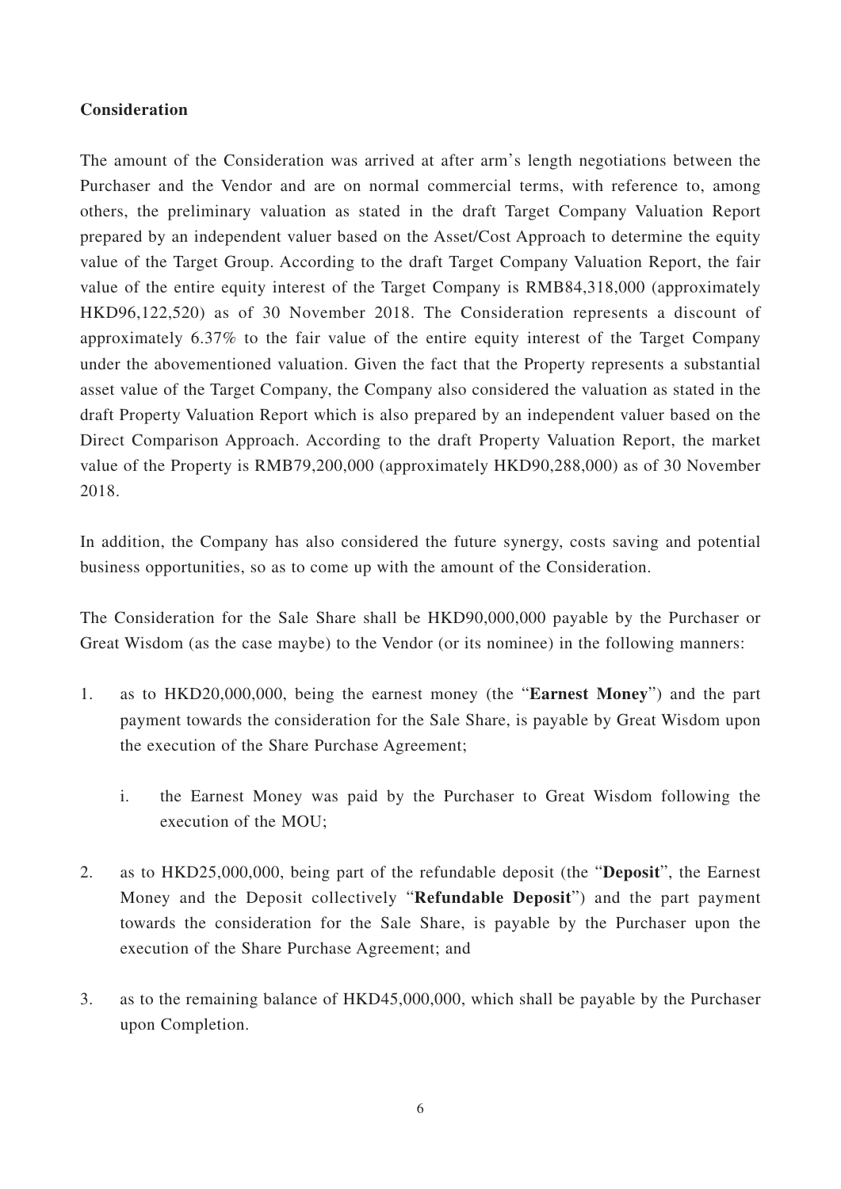**Consideration**

The amount of the Consideration was arrived at after arm's length negotiations between the Purchaser and the Vendor and are on normal commercial terms, with reference to, among others, the preliminary valuation as stated in the draft Target Company Valuation Report prepared by an independent valuer based on the Asset/Cost Approach to determine the equity value of the Target Group. According to the draft Target Company Valuation Report, the fair value of the entire equity interest of the Target Company is RMB84,318,000 (approximately HKD96,122,520) as of 30 November 2018. The Consideration represents a discount of approximately 6.37% to the fair value of the entire equity interest of the Target Company under the abovementioned valuation. Given the fact that the Property represents a substantial asset value of the Target Company, the Company also considered the valuation as stated in the draft Property Valuation Report which is also prepared by an independent valuer based on the Direct Comparison Approach. According to the draft Property Valuation Report, the market value of the Property is RMB79,200,000 (approximately HKD90,288,000) as of 30 November 2018.

In addition, the Company has also considered the future synergy, costs saving and potential business opportunities, so as to come up with the amount of the Consideration.

The Consideration for the Sale Share shall be HKD90,000,000 payable by the Purchaser or Great Wisdom (as the case maybe) to the Vendor (or its nominee) in the following manners:

1. as to HKD20,000,000, being the earnest money (the "**Earnest Money**") and the part payment towards the consideration for the Sale Share, is payable by Great Wisdom upon the execution of the Share Purchase Agreement;

   i. the Earnest Money was paid by the Purchaser to Great Wisdom following the execution of the MOU;

2. as to HKD25,000,000, being part of the refundable deposit (the "**Deposit**", the Earnest Money and the Deposit collectively "**Refundable Deposit**") and the part payment towards the consideration for the Sale Share, is payable by the Purchaser upon the execution of the Share Purchase Agreement; and

3. as to the remaining balance of HKD45,000,000, which shall be payable by the Purchaser upon Completion.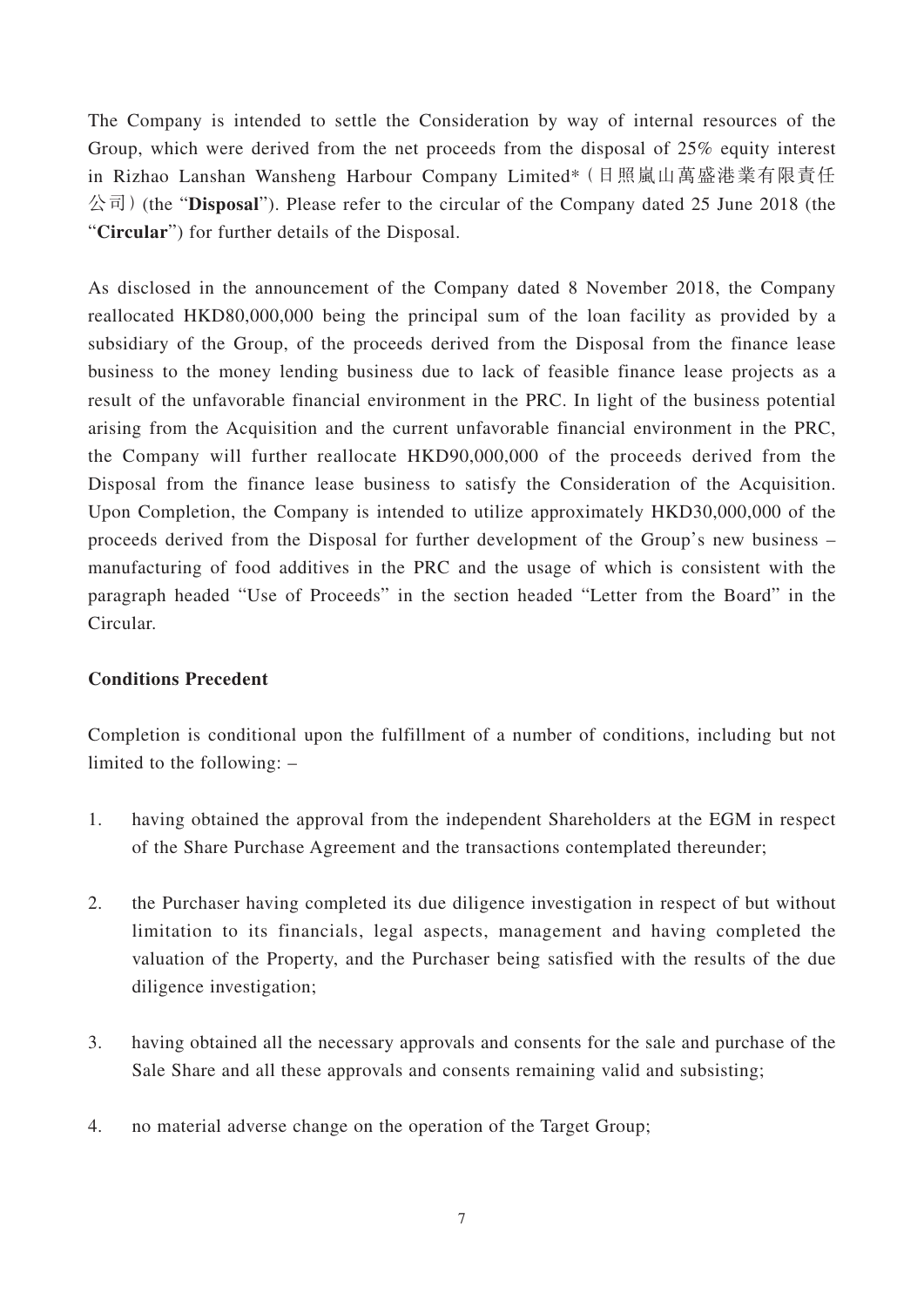The Company is intended to settle the Consideration by way of internal resources of the Group, which were derived from the net proceeds from the disposal of 25% equity interest in Rizhao Lanshan Wansheng Harbour Company Limited*（日照嵐山萬盛港業有限責任公司）(the "**Disposal**"). Please refer to the circular of the Company dated 25 June 2018 (the "**Circular**") for further details of the Disposal.

As disclosed in the announcement of the Company dated 8 November 2018, the Company reallocated HKD80,000,000 being the principal sum of the loan facility as provided by a subsidiary of the Group, of the proceeds derived from the Disposal from the finance lease business to the money lending business due to lack of feasible finance lease projects as a result of the unfavorable financial environment in the PRC. In light of the business potential arising from the Acquisition and the current unfavorable financial environment in the PRC, the Company will further reallocate HKD90,000,000 of the proceeds derived from the Disposal from the finance lease business to satisfy the Consideration of the Acquisition. Upon Completion, the Company is intended to utilize approximately HKD30,000,000 of the proceeds derived from the Disposal for further development of the Group's new business – manufacturing of food additives in the PRC and the usage of which is consistent with the paragraph headed "Use of Proceeds" in the section headed "Letter from the Board" in the Circular.

**Conditions Precedent**

Completion is conditional upon the fulfillment of a number of conditions, including but not limited to the following: –

1. having obtained the approval from the independent Shareholders at the EGM in respect of the Share Purchase Agreement and the transactions contemplated thereunder;

2. the Purchaser having completed its due diligence investigation in respect of but without limitation to its financials, legal aspects, management and having completed the valuation of the Property, and the Purchaser being satisfied with the results of the due diligence investigation;

3. having obtained all the necessary approvals and consents for the sale and purchase of the Sale Share and all these approvals and consents remaining valid and subsisting;

4. no material adverse change on the operation of the Target Group;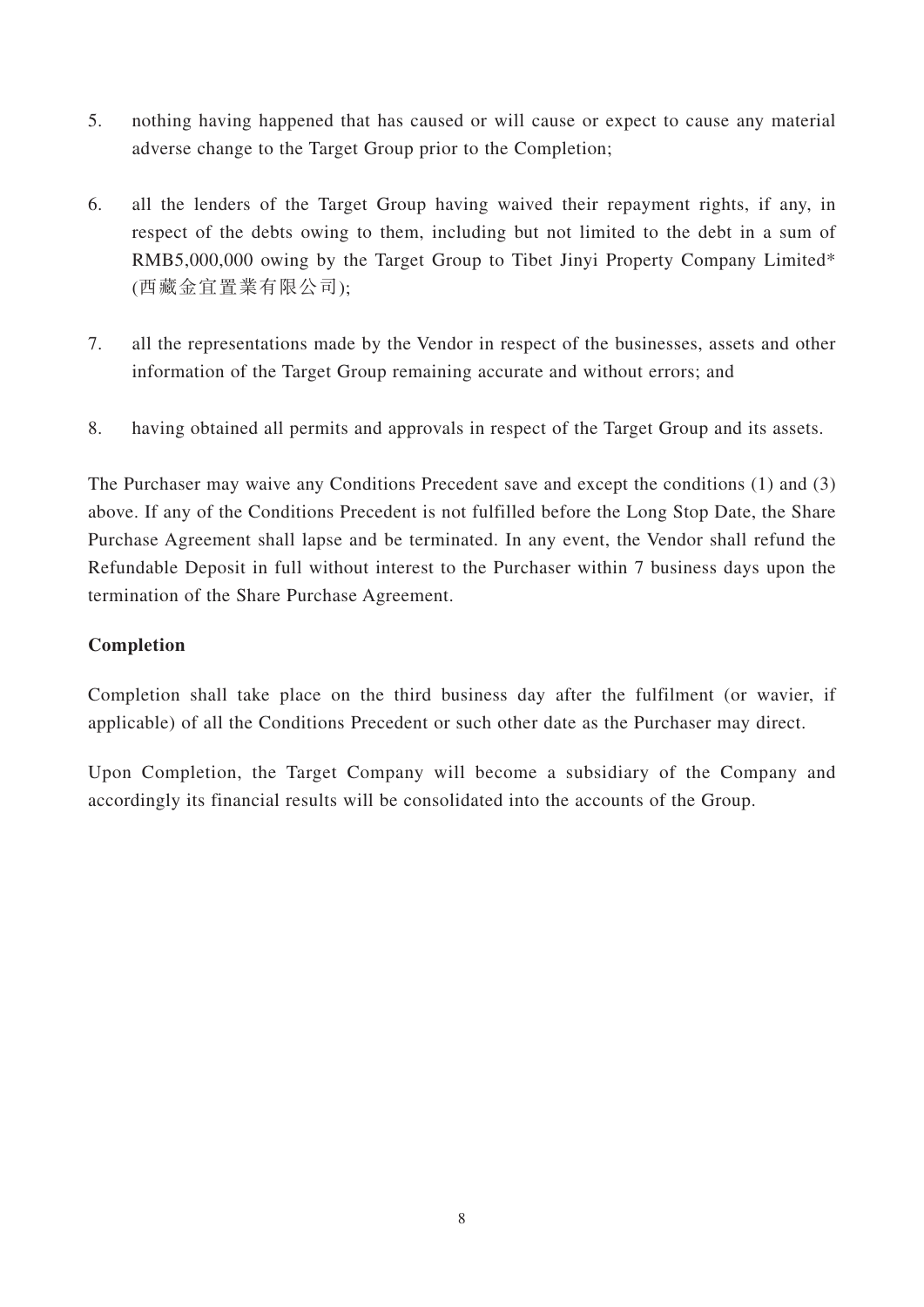5. nothing having happened that has caused or will cause or expect to cause any material adverse change to the Target Group prior to the Completion;

6. all the lenders of the Target Group having waived their repayment rights, if any, in respect of the debts owing to them, including but not limited to the debt in a sum of RMB5,000,000 owing by the Target Group to Tibet Jinyi Property Company Limited* (西藏金宜置業有限公司);

7. all the representations made by the Vendor in respect of the businesses, assets and other information of the Target Group remaining accurate and without errors; and

8. having obtained all permits and approvals in respect of the Target Group and its assets.

The Purchaser may waive any Conditions Precedent save and except the conditions (1) and (3) above. If any of the Conditions Precedent is not fulfilled before the Long Stop Date, the Share Purchase Agreement shall lapse and be terminated. In any event, the Vendor shall refund the Refundable Deposit in full without interest to the Purchaser within 7 business days upon the termination of the Share Purchase Agreement.

**Completion**

Completion shall take place on the third business day after the fulfilment (or wavier, if applicable) of all the Conditions Precedent or such other date as the Purchaser may direct.

Upon Completion, the Target Company will become a subsidiary of the Company and accordingly its financial results will be consolidated into the accounts of the Group.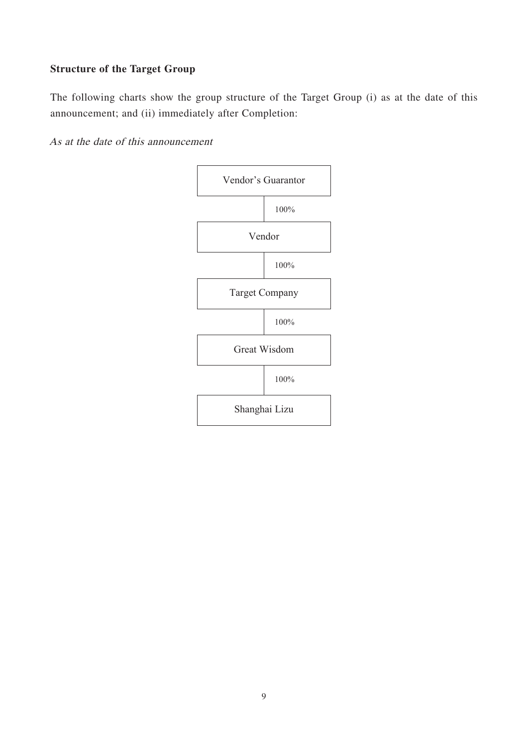### Structure of the Target Group

The following charts show the group structure of the Target Group (i) as at the date of this announcement; and (ii) immediately after Completion:

*As at the date of this announcement*

Vendor's Guarantor

100%

Vendor

100%

Target Company

100%

Great Wisdom

100%

Shanghai Lizu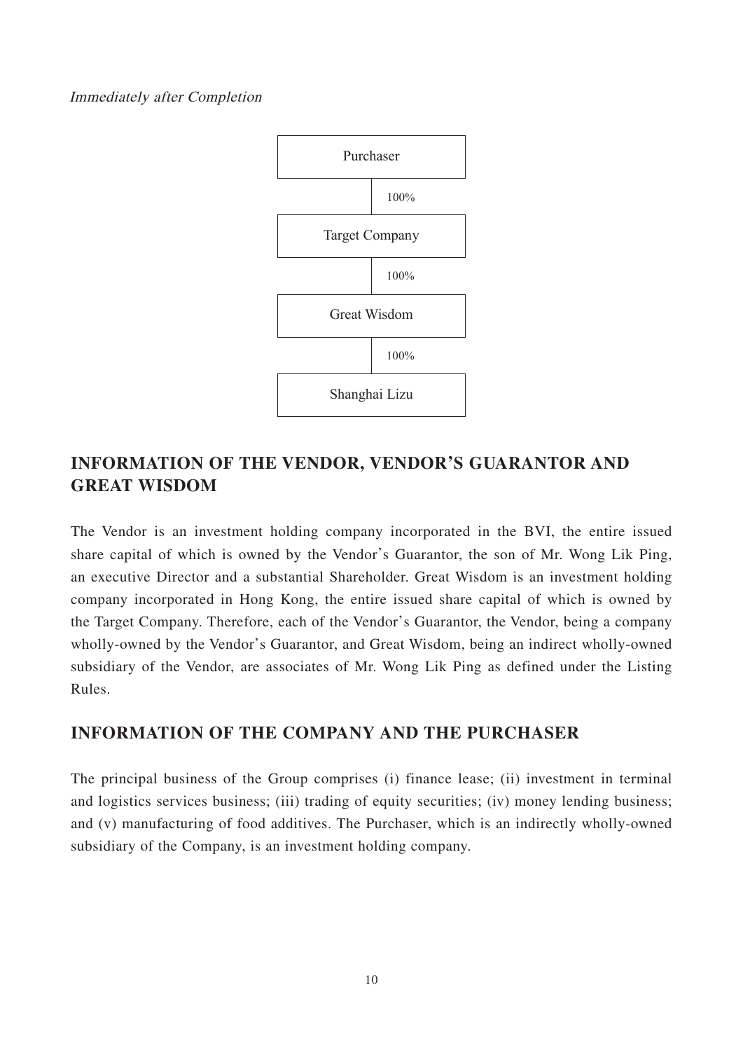*Immediately after Completion*

```
Purchaser
    | 100%
Target Company
    | 100%
Great Wisdom
    | 100%
Shanghai Lizu
```

## INFORMATION OF THE VENDOR, VENDOR'S GUARANTOR AND GREAT WISDOM

The Vendor is an investment holding company incorporated in the BVI, the entire issued share capital of which is owned by the Vendor's Guarantor, the son of Mr. Wong Lik Ping, an executive Director and a substantial Shareholder. Great Wisdom is an investment holding company incorporated in Hong Kong, the entire issued share capital of which is owned by the Target Company. Therefore, each of the Vendor's Guarantor, the Vendor, being a company wholly-owned by the Vendor's Guarantor, and Great Wisdom, being an indirect wholly-owned subsidiary of the Vendor, are associates of Mr. Wong Lik Ping as defined under the Listing Rules.

## INFORMATION OF THE COMPANY AND THE PURCHASER

The principal business of the Group comprises (i) finance lease; (ii) investment in terminal and logistics services business; (iii) trading of equity securities; (iv) money lending business; and (v) manufacturing of food additives. The Purchaser, which is an indirectly wholly-owned subsidiary of the Company, is an investment holding company.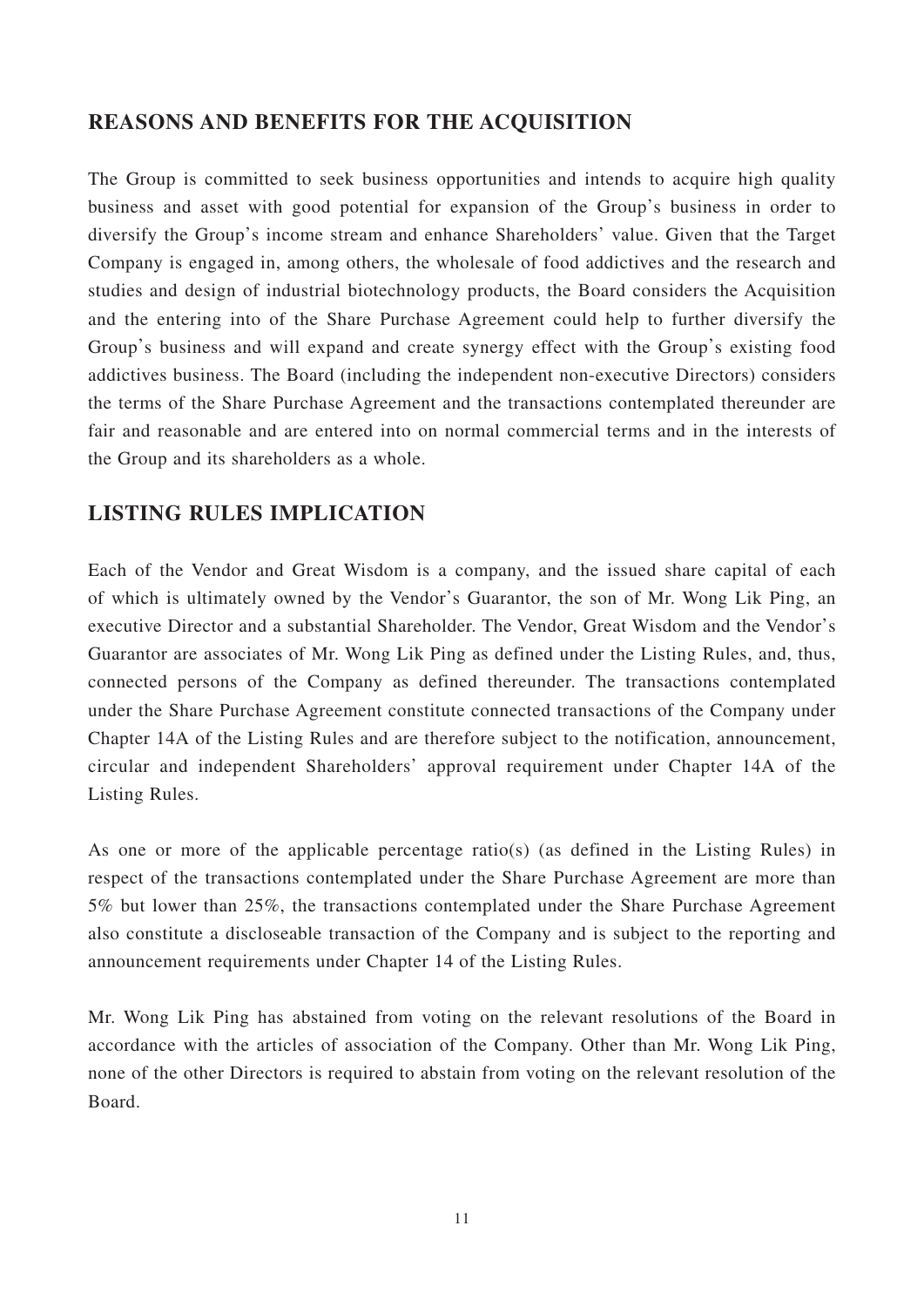## REASONS AND BENEFITS FOR THE ACQUISITION

The Group is committed to seek business opportunities and intends to acquire high quality business and asset with good potential for expansion of the Group's business in order to diversify the Group's income stream and enhance Shareholders' value. Given that the Target Company is engaged in, among others, the wholesale of food addictives and the research and studies and design of industrial biotechnology products, the Board considers the Acquisition and the entering into of the Share Purchase Agreement could help to further diversify the Group's business and will expand and create synergy effect with the Group's existing food addictives business. The Board (including the independent non-executive Directors) considers the terms of the Share Purchase Agreement and the transactions contemplated thereunder are fair and reasonable and are entered into on normal commercial terms and in the interests of the Group and its shareholders as a whole.

## LISTING RULES IMPLICATION

Each of the Vendor and Great Wisdom is a company, and the issued share capital of each of which is ultimately owned by the Vendor's Guarantor, the son of Mr. Wong Lik Ping, an executive Director and a substantial Shareholder. The Vendor, Great Wisdom and the Vendor's Guarantor are associates of Mr. Wong Lik Ping as defined under the Listing Rules, and, thus, connected persons of the Company as defined thereunder. The transactions contemplated under the Share Purchase Agreement constitute connected transactions of the Company under Chapter 14A of the Listing Rules and are therefore subject to the notification, announcement, circular and independent Shareholders' approval requirement under Chapter 14A of the Listing Rules.

As one or more of the applicable percentage ratio(s) (as defined in the Listing Rules) in respect of the transactions contemplated under the Share Purchase Agreement are more than 5% but lower than 25%, the transactions contemplated under the Share Purchase Agreement also constitute a discloseable transaction of the Company and is subject to the reporting and announcement requirements under Chapter 14 of the Listing Rules.

Mr. Wong Lik Ping has abstained from voting on the relevant resolutions of the Board in accordance with the articles of association of the Company. Other than Mr. Wong Lik Ping, none of the other Directors is required to abstain from voting on the relevant resolution of the Board.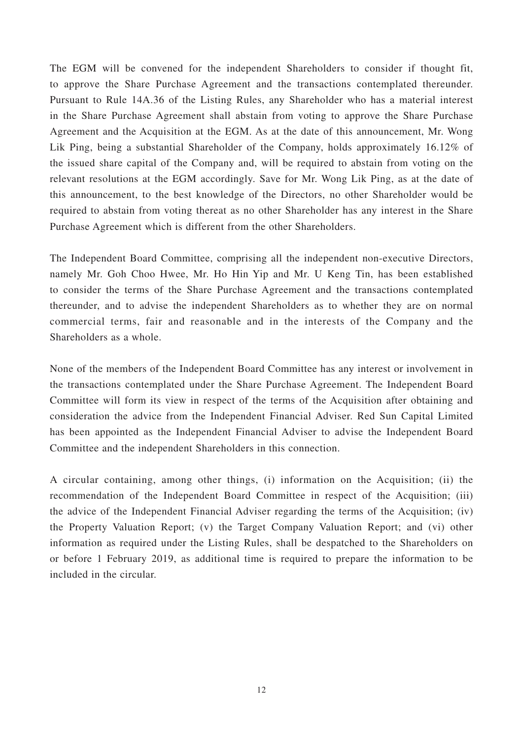The EGM will be convened for the independent Shareholders to consider if thought fit, to approve the Share Purchase Agreement and the transactions contemplated thereunder. Pursuant to Rule 14A.36 of the Listing Rules, any Shareholder who has a material interest in the Share Purchase Agreement shall abstain from voting to approve the Share Purchase Agreement and the Acquisition at the EGM. As at the date of this announcement, Mr. Wong Lik Ping, being a substantial Shareholder of the Company, holds approximately 16.12% of the issued share capital of the Company and, will be required to abstain from voting on the relevant resolutions at the EGM accordingly. Save for Mr. Wong Lik Ping, as at the date of this announcement, to the best knowledge of the Directors, no other Shareholder would be required to abstain from voting thereat as no other Shareholder has any interest in the Share Purchase Agreement which is different from the other Shareholders.

The Independent Board Committee, comprising all the independent non-executive Directors, namely Mr. Goh Choo Hwee, Mr. Ho Hin Yip and Mr. U Keng Tin, has been established to consider the terms of the Share Purchase Agreement and the transactions contemplated thereunder, and to advise the independent Shareholders as to whether they are on normal commercial terms, fair and reasonable and in the interests of the Company and the Shareholders as a whole.

None of the members of the Independent Board Committee has any interest or involvement in the transactions contemplated under the Share Purchase Agreement. The Independent Board Committee will form its view in respect of the terms of the Acquisition after obtaining and consideration the advice from the Independent Financial Adviser. Red Sun Capital Limited has been appointed as the Independent Financial Adviser to advise the Independent Board Committee and the independent Shareholders in this connection.

A circular containing, among other things, (i) information on the Acquisition; (ii) the recommendation of the Independent Board Committee in respect of the Acquisition; (iii) the advice of the Independent Financial Adviser regarding the terms of the Acquisition; (iv) the Property Valuation Report; (v) the Target Company Valuation Report; and (vi) other information as required under the Listing Rules, shall be despatched to the Shareholders on or before 1 February 2019, as additional time is required to prepare the information to be included in the circular.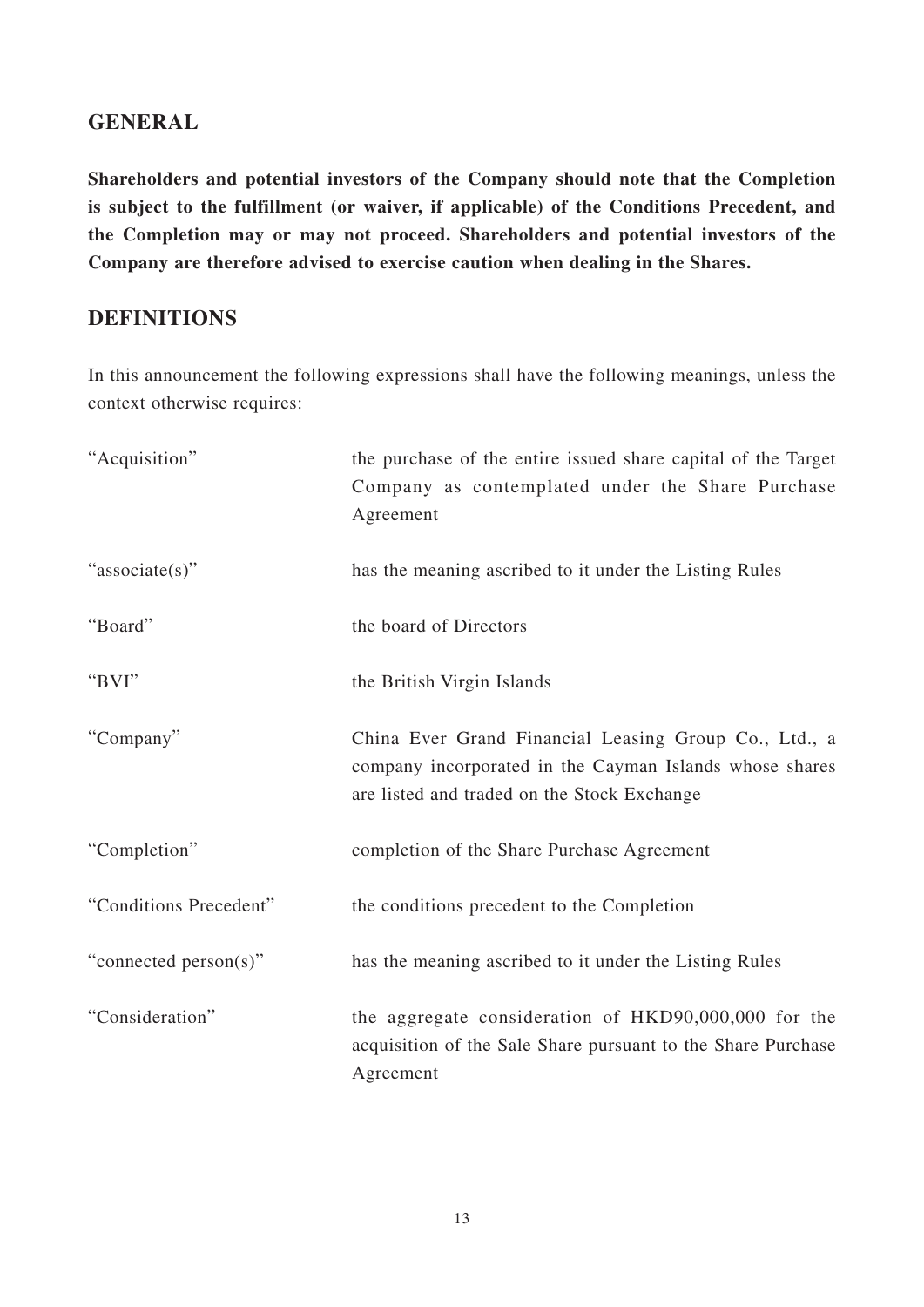## GENERAL

**Shareholders and potential investors of the Company should note that the Completion is subject to the fulfillment (or waiver, if applicable) of the Conditions Precedent, and the Completion may or may not proceed. Shareholders and potential investors of the Company are therefore advised to exercise caution when dealing in the Shares.**

## DEFINITIONS

In this announcement the following expressions shall have the following meanings, unless the context otherwise requires:

| | |
|---|---|
| "Acquisition" | the purchase of the entire issued share capital of the Target Company as contemplated under the Share Purchase Agreement |
| "associate(s)" | has the meaning ascribed to it under the Listing Rules |
| "Board" | the board of Directors |
| "BVI" | the British Virgin Islands |
| "Company" | China Ever Grand Financial Leasing Group Co., Ltd., a company incorporated in the Cayman Islands whose shares are listed and traded on the Stock Exchange |
| "Completion" | completion of the Share Purchase Agreement |
| "Conditions Precedent" | the conditions precedent to the Completion |
| "connected person(s)" | has the meaning ascribed to it under the Listing Rules |
| "Consideration" | the aggregate consideration of HKD90,000,000 for the acquisition of the Sale Share pursuant to the Share Purchase Agreement |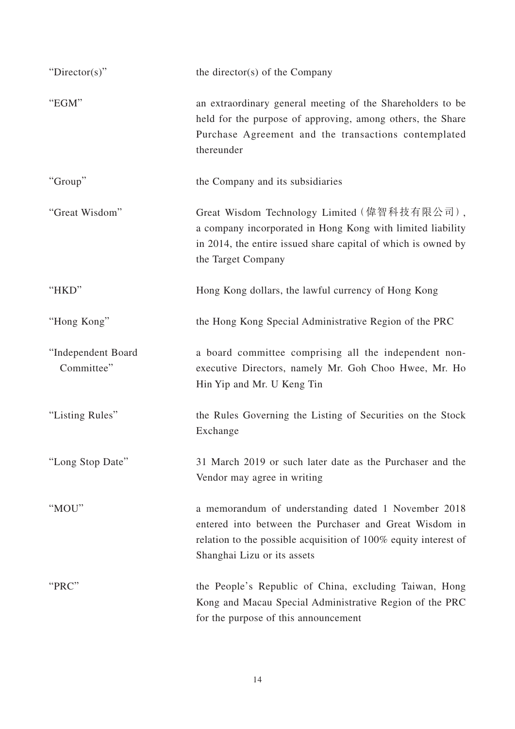| | |
|---|---|
| "Director(s)" | the director(s) of the Company |
| "EGM" | an extraordinary general meeting of the Shareholders to be held for the purpose of approving, among others, the Share Purchase Agreement and the transactions contemplated thereunder |
| "Group" | the Company and its subsidiaries |
| "Great Wisdom" | Great Wisdom Technology Limited (偉智科技有限公司), a company incorporated in Hong Kong with limited liability in 2014, the entire issued share capital of which is owned by the Target Company |
| "HKD" | Hong Kong dollars, the lawful currency of Hong Kong |
| "Hong Kong" | the Hong Kong Special Administrative Region of the PRC |
| "Independent Board Committee" | a board committee comprising all the independent non-executive Directors, namely Mr. Goh Choo Hwee, Mr. Ho Hin Yip and Mr. U Keng Tin |
| "Listing Rules" | the Rules Governing the Listing of Securities on the Stock Exchange |
| "Long Stop Date" | 31 March 2019 or such later date as the Purchaser and the Vendor may agree in writing |
| "MOU" | a memorandum of understanding dated 1 November 2018 entered into between the Purchaser and Great Wisdom in relation to the possible acquisition of 100% equity interest of Shanghai Lizu or its assets |
| "PRC" | the People's Republic of China, excluding Taiwan, Hong Kong and Macau Special Administrative Region of the PRC for the purpose of this announcement |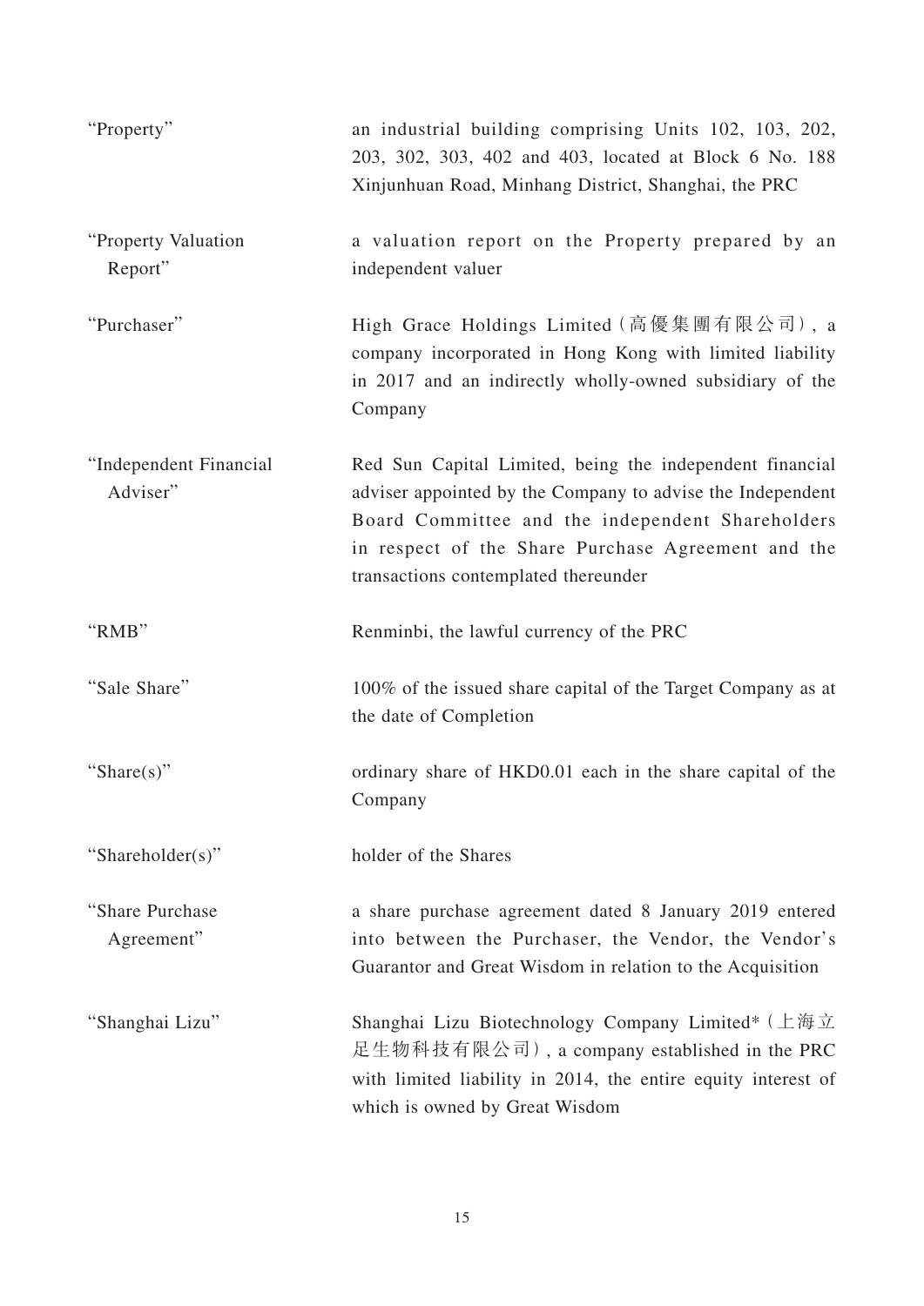| | |
|---|---|
| "Property" | an industrial building comprising Units 102, 103, 202, 203, 302, 303, 402 and 403, located at Block 6 No. 188 Xinjunhuan Road, Minhang District, Shanghai, the PRC |
| "Property Valuation Report" | a valuation report on the Property prepared by an independent valuer |
| "Purchaser" | High Grace Holdings Limited (高優集團有限公司), a company incorporated in Hong Kong with limited liability in 2017 and an indirectly wholly-owned subsidiary of the Company |
| "Independent Financial Adviser" | Red Sun Capital Limited, being the independent financial adviser appointed by the Company to advise the Independent Board Committee and the independent Shareholders in respect of the Share Purchase Agreement and the transactions contemplated thereunder |
| "RMB" | Renminbi, the lawful currency of the PRC |
| "Sale Share" | 100% of the issued share capital of the Target Company as at the date of Completion |
| "Share(s)" | ordinary share of HKD0.01 each in the share capital of the Company |
| "Shareholder(s)" | holder of the Shares |
| "Share Purchase Agreement" | a share purchase agreement dated 8 January 2019 entered into between the Purchaser, the Vendor, the Vendor's Guarantor and Great Wisdom in relation to the Acquisition |
| "Shanghai Lizu" | Shanghai Lizu Biotechnology Company Limited* (上海立足生物科技有限公司), a company established in the PRC with limited liability in 2014, the entire equity interest of which is owned by Great Wisdom |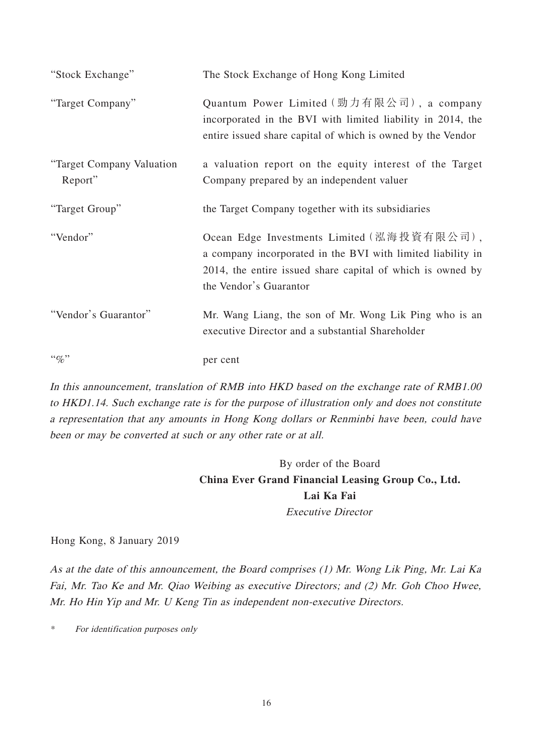| | |
|---|---|
| "Stock Exchange" | The Stock Exchange of Hong Kong Limited |
| "Target Company" | Quantum Power Limited (勁力有限公司), a company incorporated in the BVI with limited liability in 2014, the entire issued share capital of which is owned by the Vendor |
| "Target Company Valuation Report" | a valuation report on the equity interest of the Target Company prepared by an independent valuer |
| "Target Group" | the Target Company together with its subsidiaries |
| "Vendor" | Ocean Edge Investments Limited (泓海投資有限公司), a company incorporated in the BVI with limited liability in 2014, the entire issued share capital of which is owned by the Vendor's Guarantor |
| "Vendor's Guarantor" | Mr. Wang Liang, the son of Mr. Wong Lik Ping who is an executive Director and a substantial Shareholder |
| "%" | per cent |

*In this announcement, translation of RMB into HKD based on the exchange rate of RMB1.00 to HKD1.14. Such exchange rate is for the purpose of illustration only and does not constitute a representation that any amounts in Hong Kong dollars or Renminbi have been, could have been or may be converted at such or any other rate or at all.*

By order of the Board
**China Ever Grand Financial Leasing Group Co., Ltd.**
**Lai Ka Fai**
*Executive Director*

Hong Kong, 8 January 2019

*As at the date of this announcement, the Board comprises (1) Mr. Wong Lik Ping, Mr. Lai Ka Fai, Mr. Tao Ke and Mr. Qiao Weibing as executive Directors; and (2) Mr. Goh Choo Hwee, Mr. Ho Hin Yip and Mr. U Keng Tin as independent non-executive Directors.*

\* *For identification purposes only*